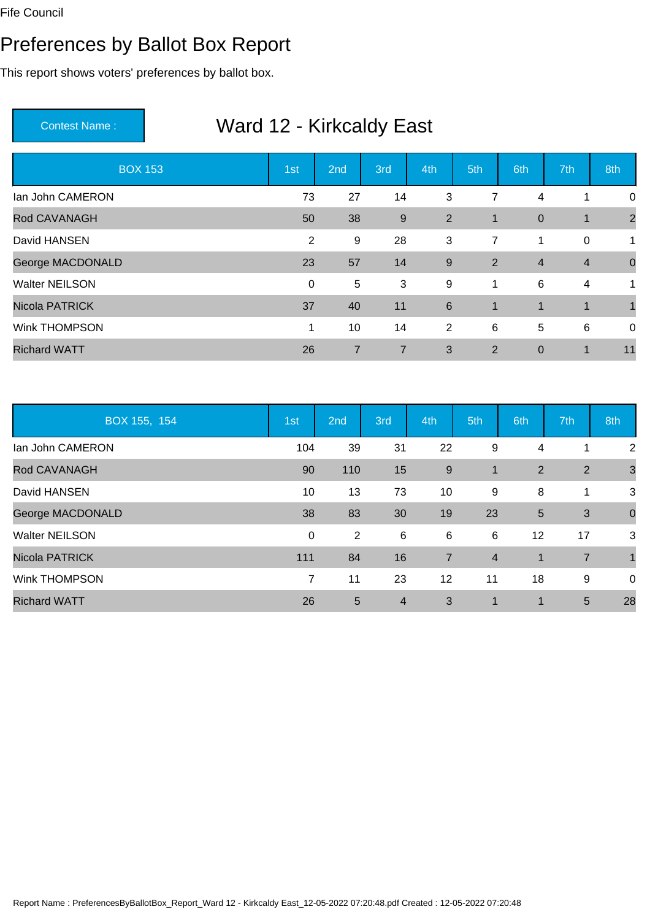Fife Council

# Preferences by Ballot Box Report

This report shows voters' preferences by ballot box.

**Contest Name :** Ward 12 - Kirkcaldy East

| BOX 153 | 1st | 2nd | 3rd | 4th | 5th | 6th | 7th | 8th |
|---|---|---|---|---|---|---|---|---|
| Ian John CAMERON | 73 | 27 | 14 | 3 | 7 | 4 | 1 | 0 |
| Rod CAVANAGH | 50 | 38 | 9 | 2 | 1 | 0 | 1 | 2 |
| David HANSEN | 2 | 9 | 28 | 3 | 7 | 1 | 0 | 1 |
| George MACDONALD | 23 | 57 | 14 | 9 | 2 | 4 | 4 | 0 |
| Walter NEILSON | 0 | 5 | 3 | 9 | 1 | 6 | 4 | 1 |
| Nicola PATRICK | 37 | 40 | 11 | 6 | 1 | 1 | 1 | 1 |
| Wink THOMPSON | 1 | 10 | 14 | 2 | 6 | 5 | 6 | 0 |
| Richard WATT | 26 | 7 | 7 | 3 | 2 | 0 | 1 | 11 |

| BOX 155, 154 | 1st | 2nd | 3rd | 4th | 5th | 6th | 7th | 8th |
|---|---|---|---|---|---|---|---|---|
| Ian John CAMERON | 104 | 39 | 31 | 22 | 9 | 4 | 1 | 2 |
| Rod CAVANAGH | 90 | 110 | 15 | 9 | 1 | 2 | 2 | 3 |
| David HANSEN | 10 | 13 | 73 | 10 | 9 | 8 | 1 | 3 |
| George MACDONALD | 38 | 83 | 30 | 19 | 23 | 5 | 3 | 0 |
| Walter NEILSON | 0 | 2 | 6 | 6 | 6 | 12 | 17 | 3 |
| Nicola PATRICK | 111 | 84 | 16 | 7 | 4 | 1 | 7 | 1 |
| Wink THOMPSON | 7 | 11 | 23 | 12 | 11 | 18 | 9 | 0 |
| Richard WATT | 26 | 5 | 4 | 3 | 1 | 1 | 5 | 28 |

Report Name : PreferencesByBallotBox_Report_Ward 12 - Kirkcaldy East_12-05-2022 07:20:48.pdf Created : 12-05-2022 07:20:48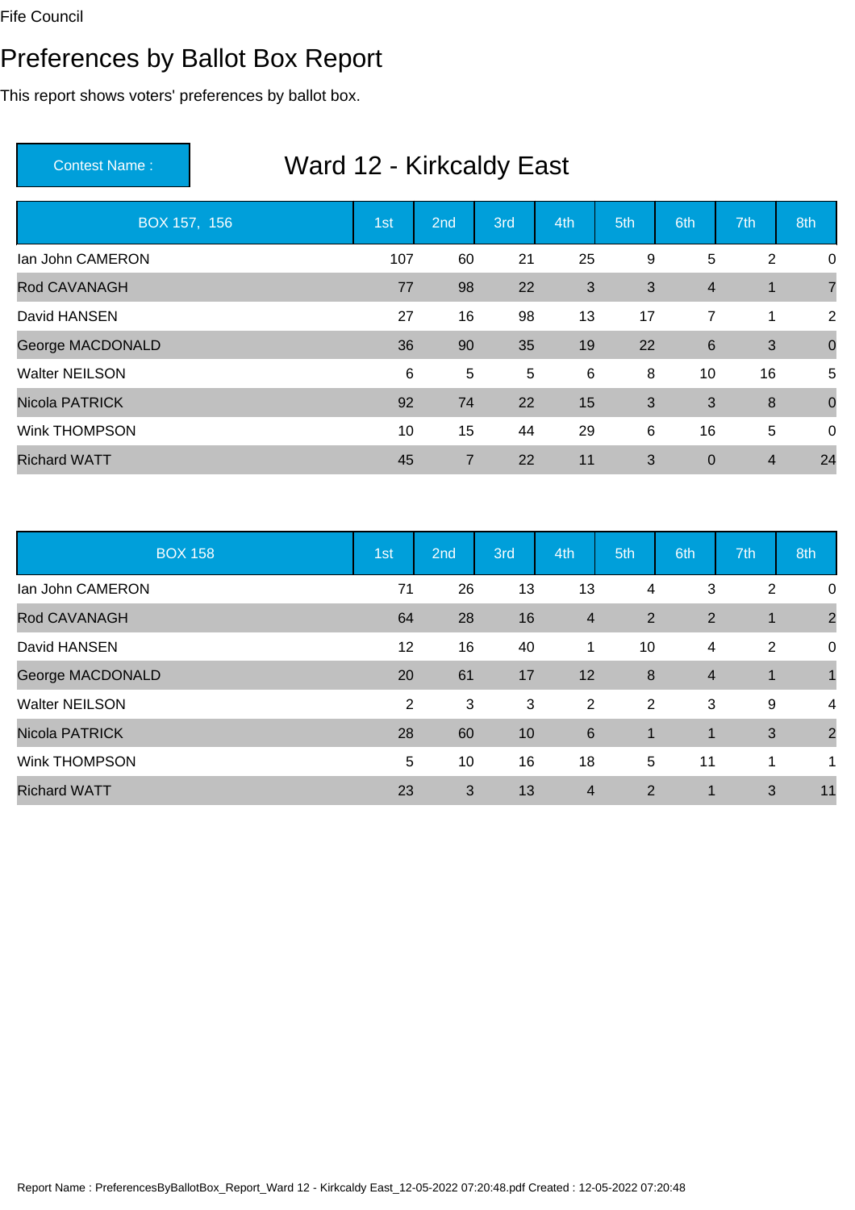Fife Council

# Preferences by Ballot Box Report

This report shows voters' preferences by ballot box.

| Contest Name : | Ward 12 - Kirkcaldy East |
|---|---|

| BOX 157, 156 | 1st | 2nd | 3rd | 4th | 5th | 6th | 7th | 8th |
|---|---|---|---|---|---|---|---|---|
| Ian John CAMERON | 107 | 60 | 21 | 25 | 9 | 5 | 2 | 0 |
| Rod CAVANAGH | 77 | 98 | 22 | 3 | 3 | 4 | 1 | 7 |
| David HANSEN | 27 | 16 | 98 | 13 | 17 | 7 | 1 | 2 |
| George MACDONALD | 36 | 90 | 35 | 19 | 22 | 6 | 3 | 0 |
| Walter NEILSON | 6 | 5 | 5 | 6 | 8 | 10 | 16 | 5 |
| Nicola PATRICK | 92 | 74 | 22 | 15 | 3 | 3 | 8 | 0 |
| Wink THOMPSON | 10 | 15 | 44 | 29 | 6 | 16 | 5 | 0 |
| Richard WATT | 45 | 7 | 22 | 11 | 3 | 0 | 4 | 24 |

| BOX 158 | 1st | 2nd | 3rd | 4th | 5th | 6th | 7th | 8th |
|---|---|---|---|---|---|---|---|---|
| Ian John CAMERON | 71 | 26 | 13 | 13 | 4 | 3 | 2 | 0 |
| Rod CAVANAGH | 64 | 28 | 16 | 4 | 2 | 2 | 1 | 2 |
| David HANSEN | 12 | 16 | 40 | 1 | 10 | 4 | 2 | 0 |
| George MACDONALD | 20 | 61 | 17 | 12 | 8 | 4 | 1 | 1 |
| Walter NEILSON | 2 | 3 | 3 | 2 | 2 | 3 | 9 | 4 |
| Nicola PATRICK | 28 | 60 | 10 | 6 | 1 | 1 | 3 | 2 |
| Wink THOMPSON | 5 | 10 | 16 | 18 | 5 | 11 | 1 | 1 |
| Richard WATT | 23 | 3 | 13 | 4 | 2 | 1 | 3 | 11 |

Report Name : PreferencesByBallotBox_Report_Ward 12 - Kirkcaldy East_12-05-2022 07:20:48.pdf Created : 12-05-2022 07:20:48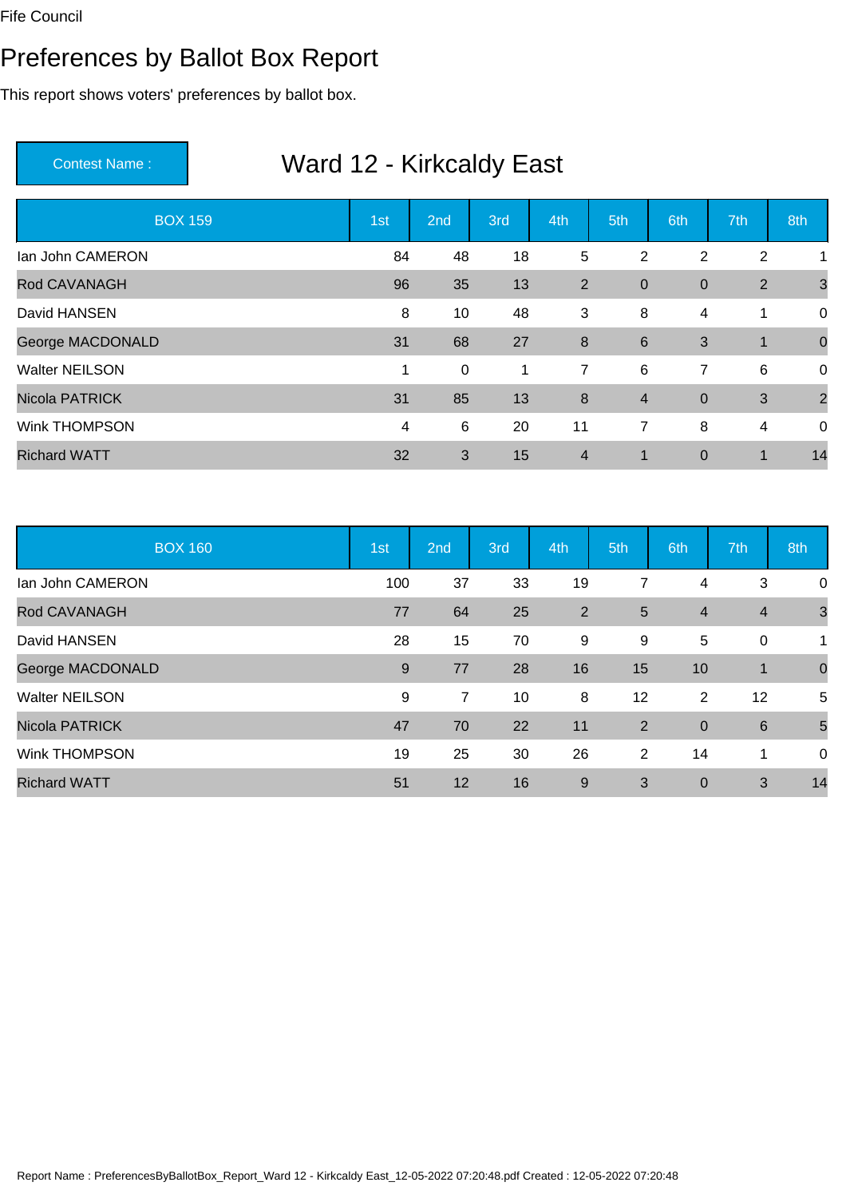Fife Council

# Preferences by Ballot Box Report

This report shows voters' preferences by ballot box.

**Contest Name :** Ward 12 - Kirkcaldy East

| BOX 159 | 1st | 2nd | 3rd | 4th | 5th | 6th | 7th | 8th |
|---|---|---|---|---|---|---|---|---|
| Ian John CAMERON | 84 | 48 | 18 | 5 | 2 | 2 | 2 | 1 |
| Rod CAVANAGH | 96 | 35 | 13 | 2 | 0 | 0 | 2 | 3 |
| David HANSEN | 8 | 10 | 48 | 3 | 8 | 4 | 1 | 0 |
| George MACDONALD | 31 | 68 | 27 | 8 | 6 | 3 | 1 | 0 |
| Walter NEILSON | 1 | 0 | 1 | 7 | 6 | 7 | 6 | 0 |
| Nicola PATRICK | 31 | 85 | 13 | 8 | 4 | 0 | 3 | 2 |
| Wink THOMPSON | 4 | 6 | 20 | 11 | 7 | 8 | 4 | 0 |
| Richard WATT | 32 | 3 | 15 | 4 | 1 | 0 | 1 | 14 |

| BOX 160 | 1st | 2nd | 3rd | 4th | 5th | 6th | 7th | 8th |
|---|---|---|---|---|---|---|---|---|
| Ian John CAMERON | 100 | 37 | 33 | 19 | 7 | 4 | 3 | 0 |
| Rod CAVANAGH | 77 | 64 | 25 | 2 | 5 | 4 | 4 | 3 |
| David HANSEN | 28 | 15 | 70 | 9 | 9 | 5 | 0 | 1 |
| George MACDONALD | 9 | 77 | 28 | 16 | 15 | 10 | 1 | 0 |
| Walter NEILSON | 9 | 7 | 10 | 8 | 12 | 2 | 12 | 5 |
| Nicola PATRICK | 47 | 70 | 22 | 11 | 2 | 0 | 6 | 5 |
| Wink THOMPSON | 19 | 25 | 30 | 26 | 2 | 14 | 1 | 0 |
| Richard WATT | 51 | 12 | 16 | 9 | 3 | 0 | 3 | 14 |

Report Name : PreferencesByBallotBox_Report_Ward 12 - Kirkcaldy East_12-05-2022 07:20:48.pdf Created : 12-05-2022 07:20:48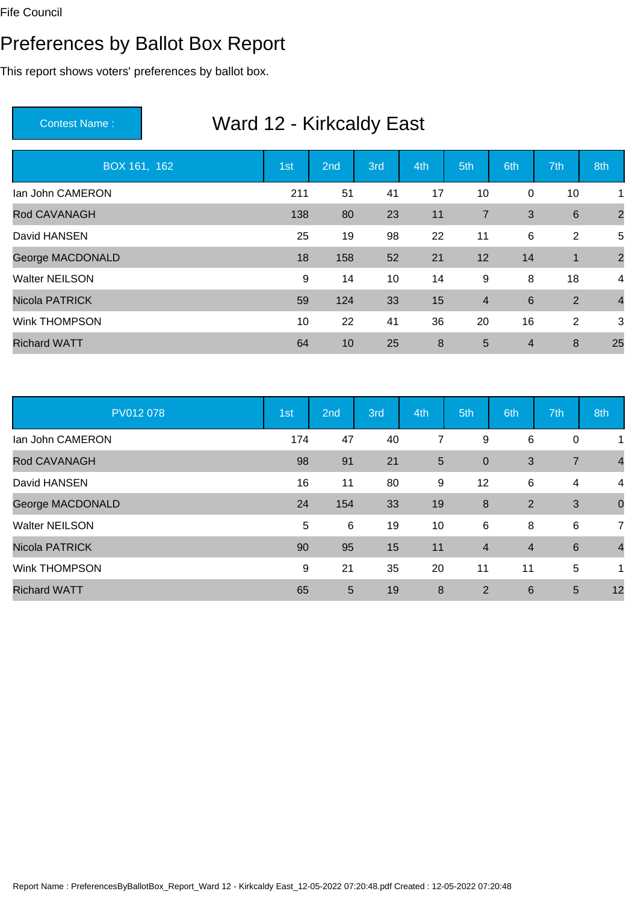Fife Council

# Preferences by Ballot Box Report

This report shows voters' preferences by ballot box.

**Contest Name :** Ward 12 - Kirkcaldy East

| BOX 161, 162 | 1st | 2nd | 3rd | 4th | 5th | 6th | 7th | 8th |
|---|---|---|---|---|---|---|---|---|
| Ian John CAMERON | 211 | 51 | 41 | 17 | 10 | 0 | 10 | 1 |
| Rod CAVANAGH | 138 | 80 | 23 | 11 | 7 | 3 | 6 | 2 |
| David HANSEN | 25 | 19 | 98 | 22 | 11 | 6 | 2 | 5 |
| George MACDONALD | 18 | 158 | 52 | 21 | 12 | 14 | 1 | 2 |
| Walter NEILSON | 9 | 14 | 10 | 14 | 9 | 8 | 18 | 4 |
| Nicola PATRICK | 59 | 124 | 33 | 15 | 4 | 6 | 2 | 4 |
| Wink THOMPSON | 10 | 22 | 41 | 36 | 20 | 16 | 2 | 3 |
| Richard WATT | 64 | 10 | 25 | 8 | 5 | 4 | 8 | 25 |

| PV012 078 | 1st | 2nd | 3rd | 4th | 5th | 6th | 7th | 8th |
|---|---|---|---|---|---|---|---|---|
| Ian John CAMERON | 174 | 47 | 40 | 7 | 9 | 6 | 0 | 1 |
| Rod CAVANAGH | 98 | 91 | 21 | 5 | 0 | 3 | 7 | 4 |
| David HANSEN | 16 | 11 | 80 | 9 | 12 | 6 | 4 | 4 |
| George MACDONALD | 24 | 154 | 33 | 19 | 8 | 2 | 3 | 0 |
| Walter NEILSON | 5 | 6 | 19 | 10 | 6 | 8 | 6 | 7 |
| Nicola PATRICK | 90 | 95 | 15 | 11 | 4 | 4 | 6 | 4 |
| Wink THOMPSON | 9 | 21 | 35 | 20 | 11 | 11 | 5 | 1 |
| Richard WATT | 65 | 5 | 19 | 8 | 2 | 6 | 5 | 12 |

Report Name : PreferencesByBallotBox_Report_Ward 12 - Kirkcaldy East_12-05-2022 07:20:48.pdf Created : 12-05-2022 07:20:48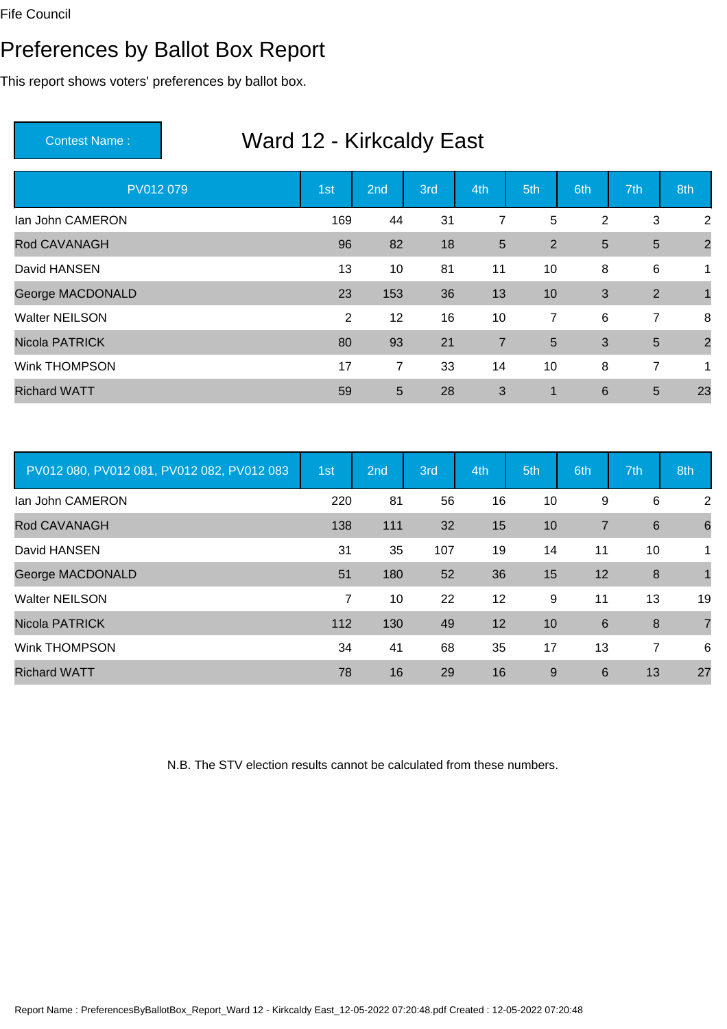Fife Council

# Preferences by Ballot Box Report

This report shows voters' preferences by ballot box.

**Contest Name :** Ward 12 - Kirkcaldy East

| PV012 079 | 1st | 2nd | 3rd | 4th | 5th | 6th | 7th | 8th |
|---|---|---|---|---|---|---|---|---|
| Ian John CAMERON | 169 | 44 | 31 | 7 | 5 | 2 | 3 | 2 |
| Rod CAVANAGH | 96 | 82 | 18 | 5 | 2 | 5 | 5 | 2 |
| David HANSEN | 13 | 10 | 81 | 11 | 10 | 8 | 6 | 1 |
| George MACDONALD | 23 | 153 | 36 | 13 | 10 | 3 | 2 | 1 |
| Walter NEILSON | 2 | 12 | 16 | 10 | 7 | 6 | 7 | 8 |
| Nicola PATRICK | 80 | 93 | 21 | 7 | 5 | 3 | 5 | 2 |
| Wink THOMPSON | 17 | 7 | 33 | 14 | 10 | 8 | 7 | 1 |
| Richard WATT | 59 | 5 | 28 | 3 | 1 | 6 | 5 | 23 |

| PV012 080, PV012 081, PV012 082, PV012 083 | 1st | 2nd | 3rd | 4th | 5th | 6th | 7th | 8th |
|---|---|---|---|---|---|---|---|---|
| Ian John CAMERON | 220 | 81 | 56 | 16 | 10 | 9 | 6 | 2 |
| Rod CAVANAGH | 138 | 111 | 32 | 15 | 10 | 7 | 6 | 6 |
| David HANSEN | 31 | 35 | 107 | 19 | 14 | 11 | 10 | 1 |
| George MACDONALD | 51 | 180 | 52 | 36 | 15 | 12 | 8 | 1 |
| Walter NEILSON | 7 | 10 | 22 | 12 | 9 | 11 | 13 | 19 |
| Nicola PATRICK | 112 | 130 | 49 | 12 | 10 | 6 | 8 | 7 |
| Wink THOMPSON | 34 | 41 | 68 | 35 | 17 | 13 | 7 | 6 |
| Richard WATT | 78 | 16 | 29 | 16 | 9 | 6 | 13 | 27 |

N.B. The STV election results cannot be calculated from these numbers.

Report Name : PreferencesByBallotBox_Report_Ward 12 - Kirkcaldy East_12-05-2022 07:20:48.pdf Created : 12-05-2022 07:20:48